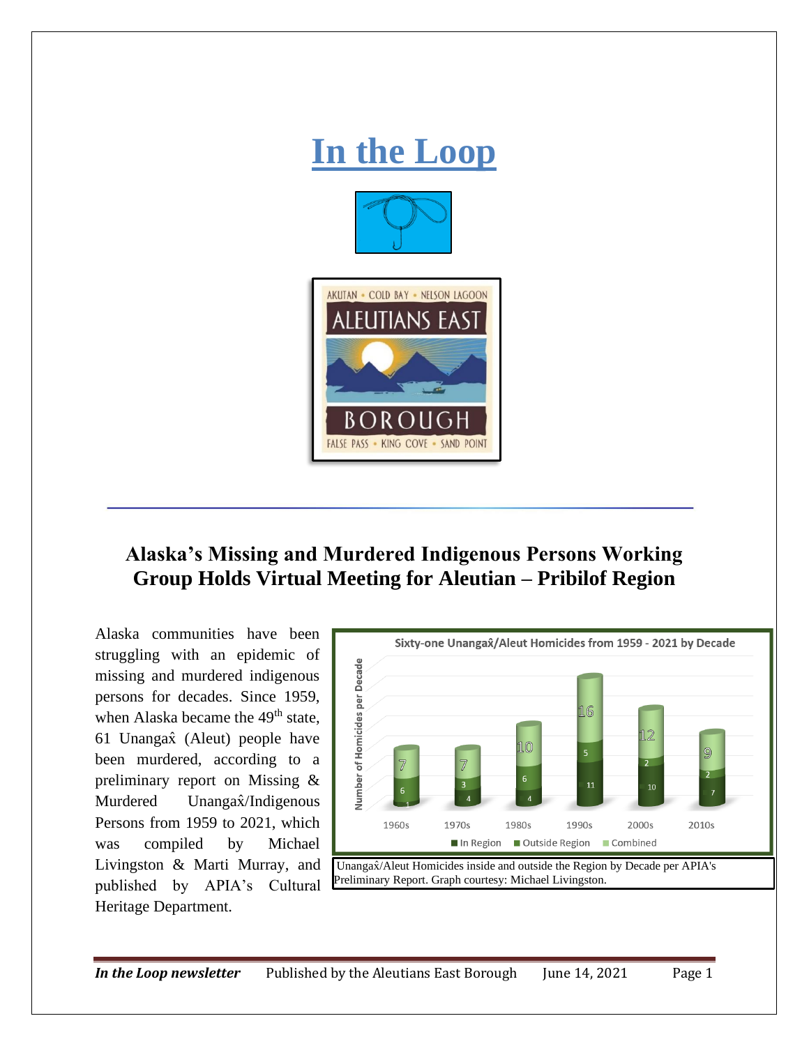# In the Loop

AKUTAN • COLD BAY • NELSON LAGOON

ALEUTIANS EAST BOROUGH

FALSE PASS • KING COVE • SAND POINT

## Alaska's Missing and Murdered Indigenous Persons Working Group Holds Virtual Meeting for Aleutian – Pribilof Region

Alaska communities have been struggling with an epidemic of missing and murdered indigenous persons for decades. Since 1959, when Alaska became the 49th state, 61 Unangax̂ (Aleut) people have been murdered, according to a preliminary report on Missing & Murdered Unangax̂/Indigenous Persons from 1959 to 2021, which was compiled by Michael Livingston & Marti Murray, and published by APIA's Cultural Heritage Department.

**Sixty-one Unangax̂/Aleut Homicides from 1959 - 2021 by Decade**

| Decade | In Region | Outside Region | Combined |
|---|---|---|---|
| 1960s | 1 | 6 | 7 |
| 1970s | 4 | 3 | 7 |
| 1980s | 4 | 6 | 10 |
| 1990s | 11 | 5 | 16 |
| 2000s | 10 | 2 | 12 |
| 2010s | 7 | 2 | 9 |

Unangax̂/Aleut Homicides inside and outside the Region by Decade per APIA's Preliminary Report. Graph courtesy: Michael Livingston.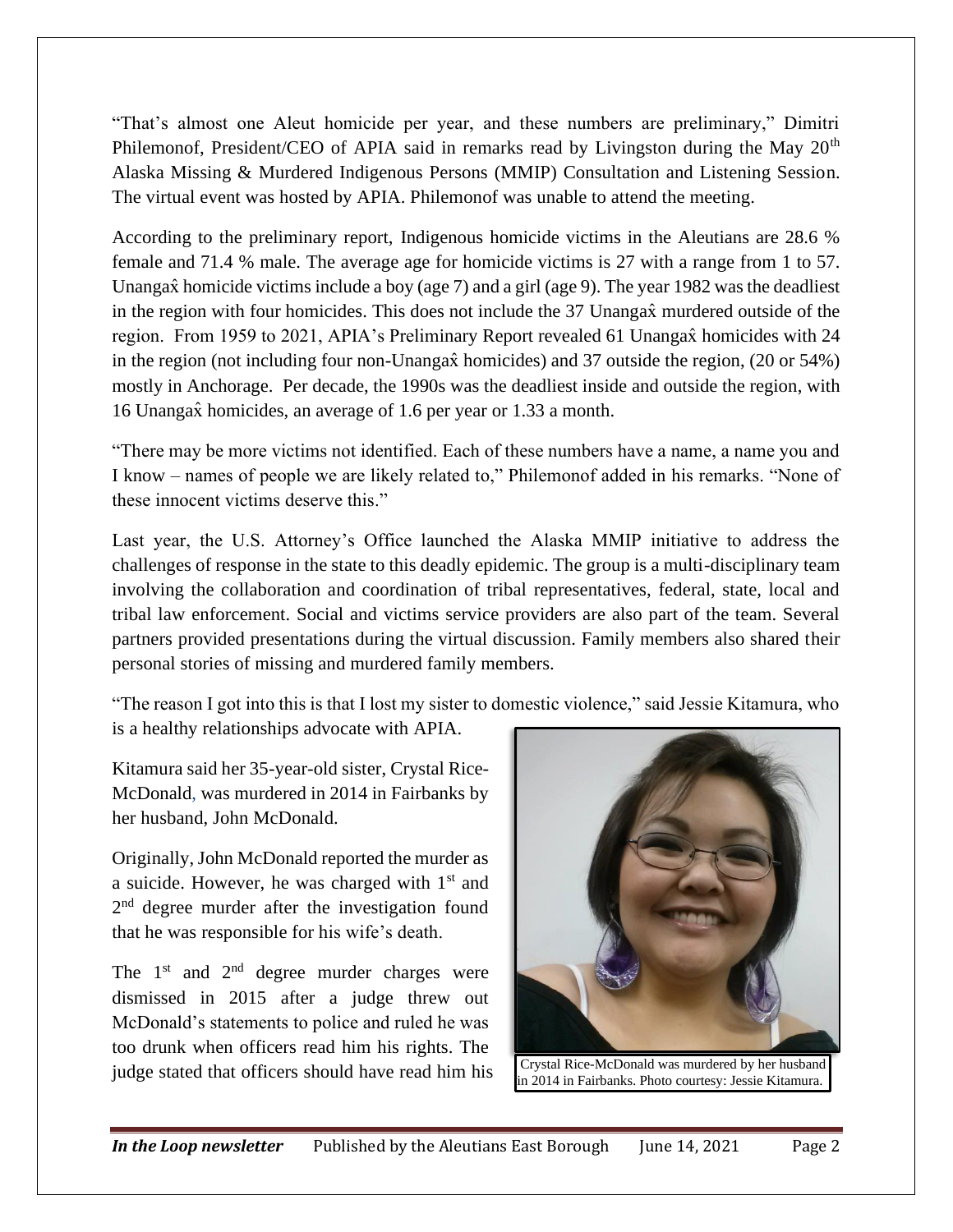"That's almost one Aleut homicide per year, and these numbers are preliminary," Dimitri Philemonof, President/CEO of APIA said in remarks read by Livingston during the May 20th Alaska Missing & Murdered Indigenous Persons (MMIP) Consultation and Listening Session. The virtual event was hosted by APIA. Philemonof was unable to attend the meeting.

According to the preliminary report, Indigenous homicide victims in the Aleutians are 28.6 % female and 71.4 % male. The average age for homicide victims is 27 with a range from 1 to 57. Unangax̂ homicide victims include a boy (age 7) and a girl (age 9). The year 1982 was the deadliest in the region with four homicides. This does not include the 37 Unangax̂ murdered outside of the region. From 1959 to 2021, APIA's Preliminary Report revealed 61 Unangax̂ homicides with 24 in the region (not including four non-Unangax̂ homicides) and 37 outside the region, (20 or 54%) mostly in Anchorage. Per decade, the 1990s was the deadliest inside and outside the region, with 16 Unangax̂ homicides, an average of 1.6 per year or 1.33 a month.

"There may be more victims not identified. Each of these numbers have a name, a name you and I know – names of people we are likely related to," Philemonof added in his remarks. "None of these innocent victims deserve this."

Last year, the U.S. Attorney's Office launched the Alaska MMIP initiative to address the challenges of response in the state to this deadly epidemic. The group is a multi-disciplinary team involving the collaboration and coordination of tribal representatives, federal, state, local and tribal law enforcement. Social and victims service providers are also part of the team. Several partners provided presentations during the virtual discussion. Family members also shared their personal stories of missing and murdered family members.

"The reason I got into this is that I lost my sister to domestic violence," said Jessie Kitamura, who is a healthy relationships advocate with APIA.

Kitamura said her 35-year-old sister, Crystal Rice-McDonald, was murdered in 2014 in Fairbanks by her husband, John McDonald.

Originally, John McDonald reported the murder as a suicide. However, he was charged with 1st and 2nd degree murder after the investigation found that he was responsible for his wife's death.

The 1st and 2nd degree murder charges were dismissed in 2015 after a judge threw out McDonald's statements to police and ruled he was too drunk when officers read him his rights. The judge stated that officers should have read him his

Crystal Rice-McDonald was murdered by her husband in 2014 in Fairbanks. Photo courtesy: Jessie Kitamura.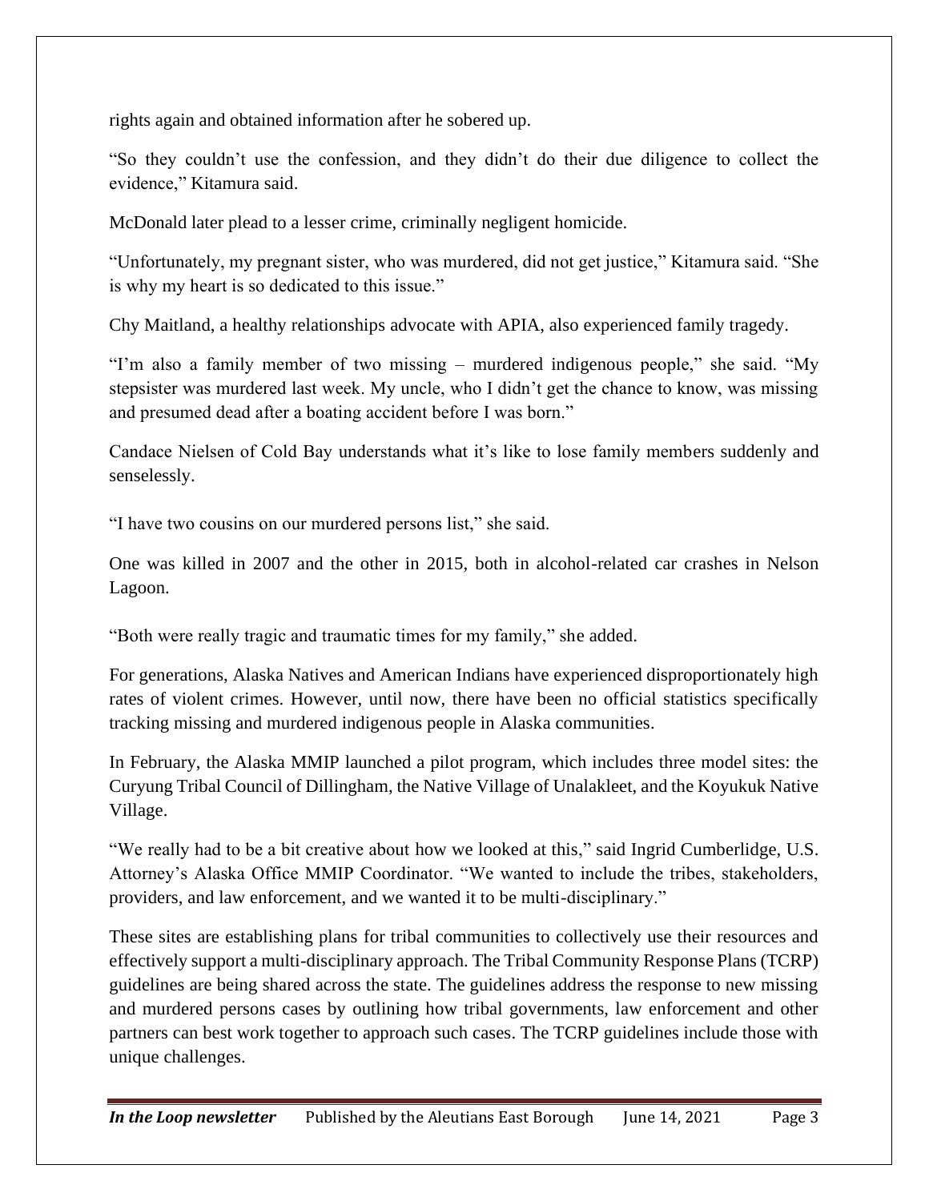rights again and obtained information after he sobered up.

"So they couldn't use the confession, and they didn't do their due diligence to collect the evidence," Kitamura said.

McDonald later plead to a lesser crime, criminally negligent homicide.

"Unfortunately, my pregnant sister, who was murdered, did not get justice," Kitamura said. "She is why my heart is so dedicated to this issue."

Chy Maitland, a healthy relationships advocate with APIA, also experienced family tragedy.

"I'm also a family member of two missing – murdered indigenous people," she said. "My stepsister was murdered last week. My uncle, who I didn't get the chance to know, was missing and presumed dead after a boating accident before I was born."

Candace Nielsen of Cold Bay understands what it's like to lose family members suddenly and senselessly.

"I have two cousins on our murdered persons list," she said.

One was killed in 2007 and the other in 2015, both in alcohol-related car crashes in Nelson Lagoon.

"Both were really tragic and traumatic times for my family," she added.

For generations, Alaska Natives and American Indians have experienced disproportionately high rates of violent crimes. However, until now, there have been no official statistics specifically tracking missing and murdered indigenous people in Alaska communities.

In February, the Alaska MMIP launched a pilot program, which includes three model sites: the Curyung Tribal Council of Dillingham, the Native Village of Unalakleet, and the Koyukuk Native Village.

"We really had to be a bit creative about how we looked at this," said Ingrid Cumberlidge, U.S. Attorney's Alaska Office MMIP Coordinator. "We wanted to include the tribes, stakeholders, providers, and law enforcement, and we wanted it to be multi-disciplinary."

These sites are establishing plans for tribal communities to collectively use their resources and effectively support a multi-disciplinary approach. The Tribal Community Response Plans (TCRP) guidelines are being shared across the state. The guidelines address the response to new missing and murdered persons cases by outlining how tribal governments, law enforcement and other partners can best work together to approach such cases. The TCRP guidelines include those with unique challenges.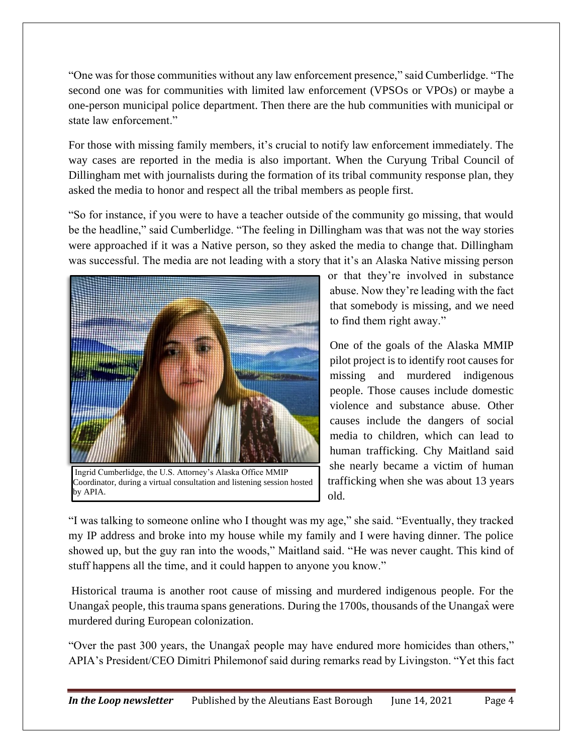"One was for those communities without any law enforcement presence," said Cumberlidge. "The second one was for communities with limited law enforcement (VPSOs or VPOs) or maybe a one-person municipal police department. Then there are the hub communities with municipal or state law enforcement."

For those with missing family members, it's crucial to notify law enforcement immediately. The way cases are reported in the media is also important. When the Curyung Tribal Council of Dillingham met with journalists during the formation of its tribal community response plan, they asked the media to honor and respect all the tribal members as people first.

"So for instance, if you were to have a teacher outside of the community go missing, that would be the headline," said Cumberlidge. "The feeling in Dillingham was that was not the way stories were approached if it was a Native person, so they asked the media to change that. Dillingham was successful. The media are not leading with a story that it's an Alaska Native missing person or that they're involved in substance abuse. Now they're leading with the fact that somebody is missing, and we need to find them right away."

Ingrid Cumberlidge, the U.S. Attorney's Alaska Office MMIP Coordinator, during a virtual consultation and listening session hosted by APIA.

One of the goals of the Alaska MMIP pilot project is to identify root causes for missing and murdered indigenous people. Those causes include domestic violence and substance abuse. Other causes include the dangers of social media to children, which can lead to human trafficking. Chy Maitland said she nearly became a victim of human trafficking when she was about 13 years old.

"I was talking to someone online who I thought was my age," she said. "Eventually, they tracked my IP address and broke into my house while my family and I were having dinner. The police showed up, but the guy ran into the woods," Maitland said. "He was never caught. This kind of stuff happens all the time, and it could happen to anyone you know."

Historical trauma is another root cause of missing and murdered indigenous people. For the Unangax̂ people, this trauma spans generations. During the 1700s, thousands of the Unangax̂ were murdered during European colonization.

"Over the past 300 years, the Unangax̂ people may have endured more homicides than others," APIA's President/CEO Dimitri Philemonof said during remarks read by Livingston. "Yet this fact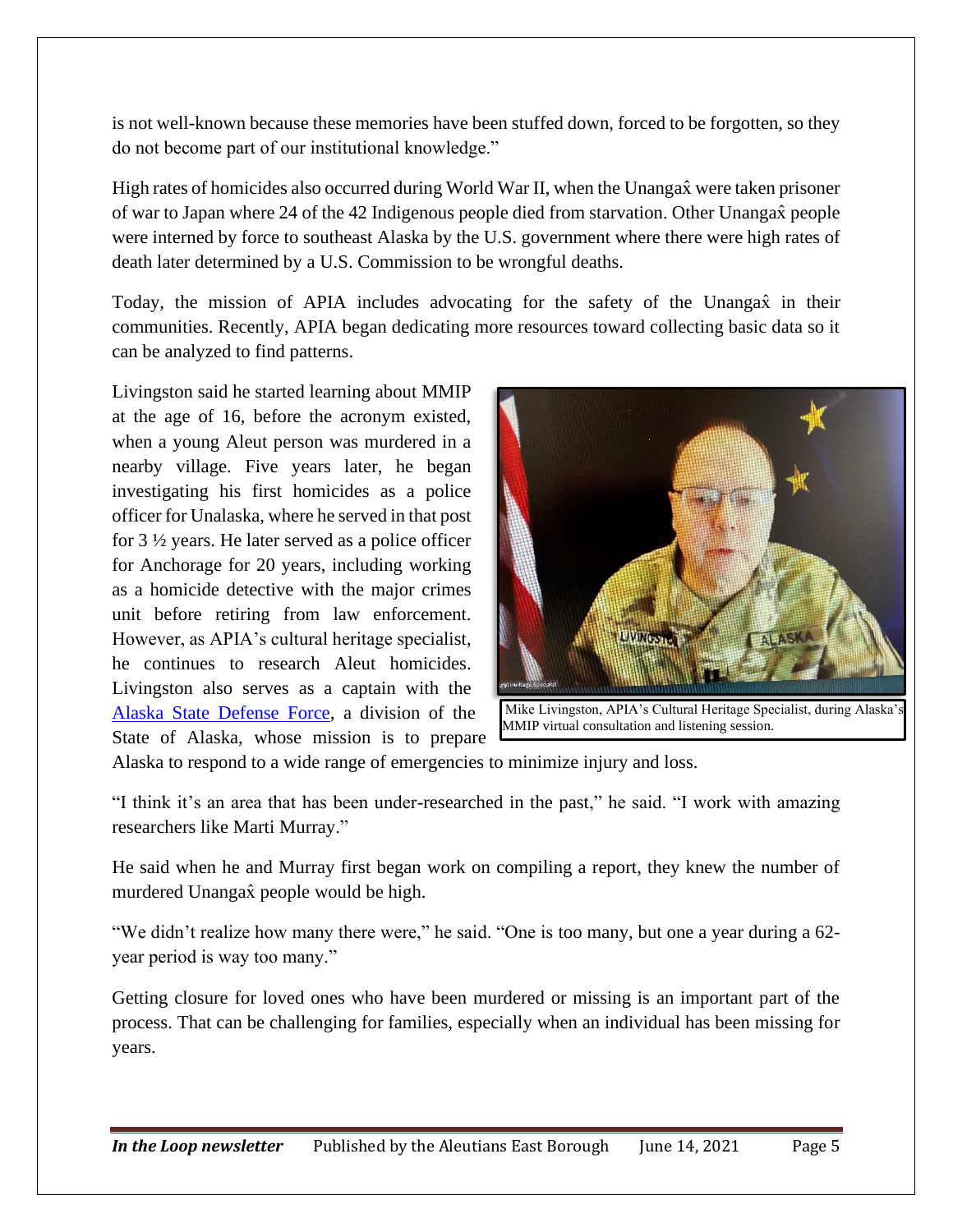is not well-known because these memories have been stuffed down, forced to be forgotten, so they do not become part of our institutional knowledge."

High rates of homicides also occurred during World War II, when the Unangax̂ were taken prisoner of war to Japan where 24 of the 42 Indigenous people died from starvation. Other Unangax̂ people were interned by force to southeast Alaska by the U.S. government where there were high rates of death later determined by a U.S. Commission to be wrongful deaths.

Today, the mission of APIA includes advocating for the safety of the Unangax̂ in their communities. Recently, APIA began dedicating more resources toward collecting basic data so it can be analyzed to find patterns.

Livingston said he started learning about MMIP at the age of 16, before the acronym existed, when a young Aleut person was murdered in a nearby village. Five years later, he began investigating his first homicides as a police officer for Unalaska, where he served in that post for 3 ½ years. He later served as a police officer for Anchorage for 20 years, including working as a homicide detective with the major crimes unit before retiring from law enforcement. However, as APIA's cultural heritage specialist, he continues to research Aleut homicides. Livingston also serves as a captain with the [Alaska State Defense Force](), a division of the State of Alaska, whose mission is to prepare Alaska to respond to a wide range of emergencies to minimize injury and loss.

Mike Livingston, APIA's Cultural Heritage Specialist, during Alaska's MMIP virtual consultation and listening session.

"I think it's an area that has been under-researched in the past," he said. "I work with amazing researchers like Marti Murray."

He said when he and Murray first began work on compiling a report, they knew the number of murdered Unangax̂ people would be high.

"We didn't realize how many there were," he said. "One is too many, but one a year during a 62-year period is way too many."

Getting closure for loved ones who have been murdered or missing is an important part of the process. That can be challenging for families, especially when an individual has been missing for years.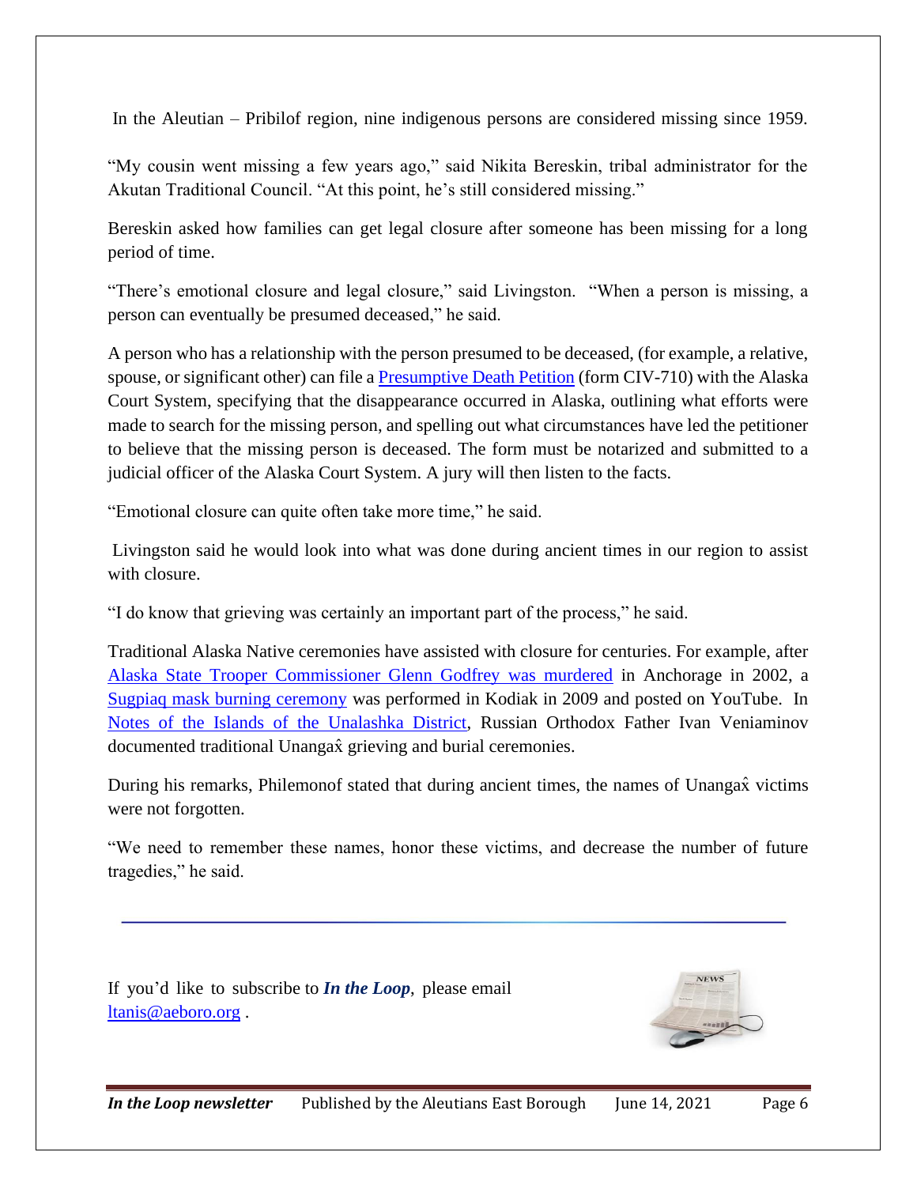In the Aleutian – Pribilof region, nine indigenous persons are considered missing since 1959.

"My cousin went missing a few years ago," said Nikita Bereskin, tribal administrator for the Akutan Traditional Council. "At this point, he's still considered missing."

Bereskin asked how families can get legal closure after someone has been missing for a long period of time.

"There's emotional closure and legal closure," said Livingston. "When a person is missing, a person can eventually be presumed deceased," he said.

A person who has a relationship with the person presumed to be deceased, (for example, a relative, spouse, or significant other) can file a Presumptive Death Petition (form CIV-710) with the Alaska Court System, specifying that the disappearance occurred in Alaska, outlining what efforts were made to search for the missing person, and spelling out what circumstances have led the petitioner to believe that the missing person is deceased. The form must be notarized and submitted to a judicial officer of the Alaska Court System. A jury will then listen to the facts.

"Emotional closure can quite often take more time," he said.

Livingston said he would look into what was done during ancient times in our region to assist with closure.

"I do know that grieving was certainly an important part of the process," he said.

Traditional Alaska Native ceremonies have assisted with closure for centuries. For example, after Alaska State Trooper Commissioner Glenn Godfrey was murdered in Anchorage in 2002, a Sugpiaq mask burning ceremony was performed in Kodiak in 2009 and posted on YouTube. In Notes of the Islands of the Unalashka District, Russian Orthodox Father Ivan Veniaminov documented traditional Unangax̂ grieving and burial ceremonies.

During his remarks, Philemonof stated that during ancient times, the names of Unangax̂ victims were not forgotten.

"We need to remember these names, honor these victims, and decrease the number of future tragedies," he said.

---

If you'd like to subscribe to ***In the Loop***, please email ltanis@aeboro.org .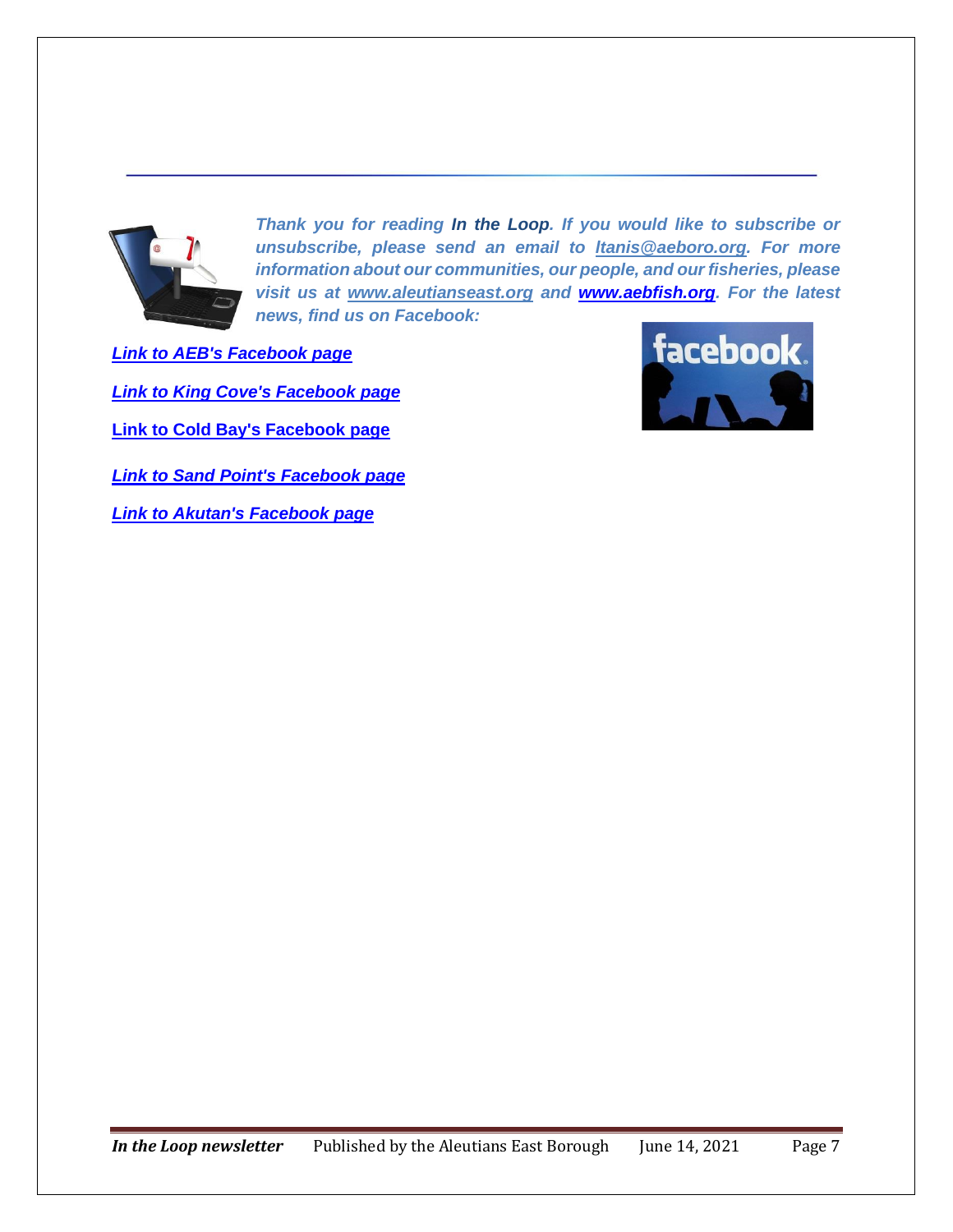***Thank you for reading In the Loop. If you would like to subscribe or unsubscribe, please send an email to ltanis@aeboro.org. For more information about our communities, our people, and our fisheries, please visit us at www.aleutianseast.org and www.aebfish.org. For the latest news, find us on Facebook:***

***Link to AEB's Facebook page***

***Link to King Cove's Facebook page***

**Link to Cold Bay's Facebook page**

***Link to Sand Point's Facebook page***

***Link to Akutan's Facebook page***